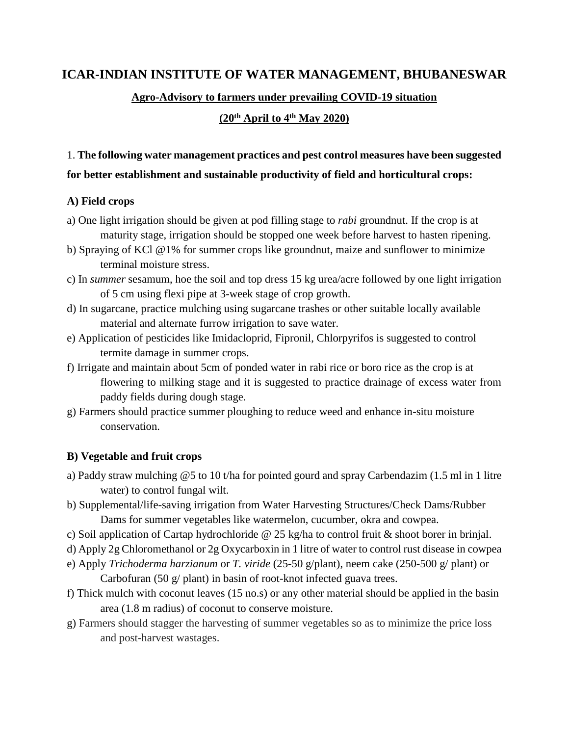# ICAR-INDIAN INSTITUTE OF WATER MANAGEMENT, BHUBANESWAR

## Agro-Advisory to farmers under prevailing COVID-19 situation

## (20th April to 4th May 2020)

1. **The following water management practices and pest control measures have been suggested for better establishment and sustainable productivity of field and horticultural crops:**

### A) Field crops

a) One light irrigation should be given at pod filling stage to *rabi* groundnut. If the crop is at maturity stage, irrigation should be stopped one week before harvest to hasten ripening.

b) Spraying of KCl @1% for summer crops like groundnut, maize and sunflower to minimize terminal moisture stress.

c) In *summer* sesamum, hoe the soil and top dress 15 kg urea/acre followed by one light irrigation of 5 cm using flexi pipe at 3-week stage of crop growth.

d) In sugarcane, practice mulching using sugarcane trashes or other suitable locally available material and alternate furrow irrigation to save water.

e) Application of pesticides like Imidacloprid, Fipronil, Chlorpyrifos is suggested to control termite damage in summer crops.

f) Irrigate and maintain about 5cm of ponded water in rabi rice or boro rice as the crop is at flowering to milking stage and it is suggested to practice drainage of excess water from paddy fields during dough stage.

g) Farmers should practice summer ploughing to reduce weed and enhance in-situ moisture conservation.

### B) Vegetable and fruit crops

a) Paddy straw mulching @5 to 10 t/ha for pointed gourd and spray Carbendazim (1.5 ml in 1 litre water) to control fungal wilt.

b) Supplemental/life-saving irrigation from Water Harvesting Structures/Check Dams/Rubber Dams for summer vegetables like watermelon, cucumber, okra and cowpea.

c) Soil application of Cartap hydrochloride @ 25 kg/ha to control fruit & shoot borer in brinjal.

d) Apply 2g Chloromethanol or 2g Oxycarboxin in 1 litre of water to control rust disease in cowpea

e) Apply *Trichoderma harzianum* or *T. viride* (25-50 g/plant), neem cake (250-500 g/ plant) or Carbofuran (50 g/ plant) in basin of root-knot infected guava trees.

f) Thick mulch with coconut leaves (15 no.s) or any other material should be applied in the basin area (1.8 m radius) of coconut to conserve moisture.

g) Farmers should stagger the harvesting of summer vegetables so as to minimize the price loss and post-harvest wastages.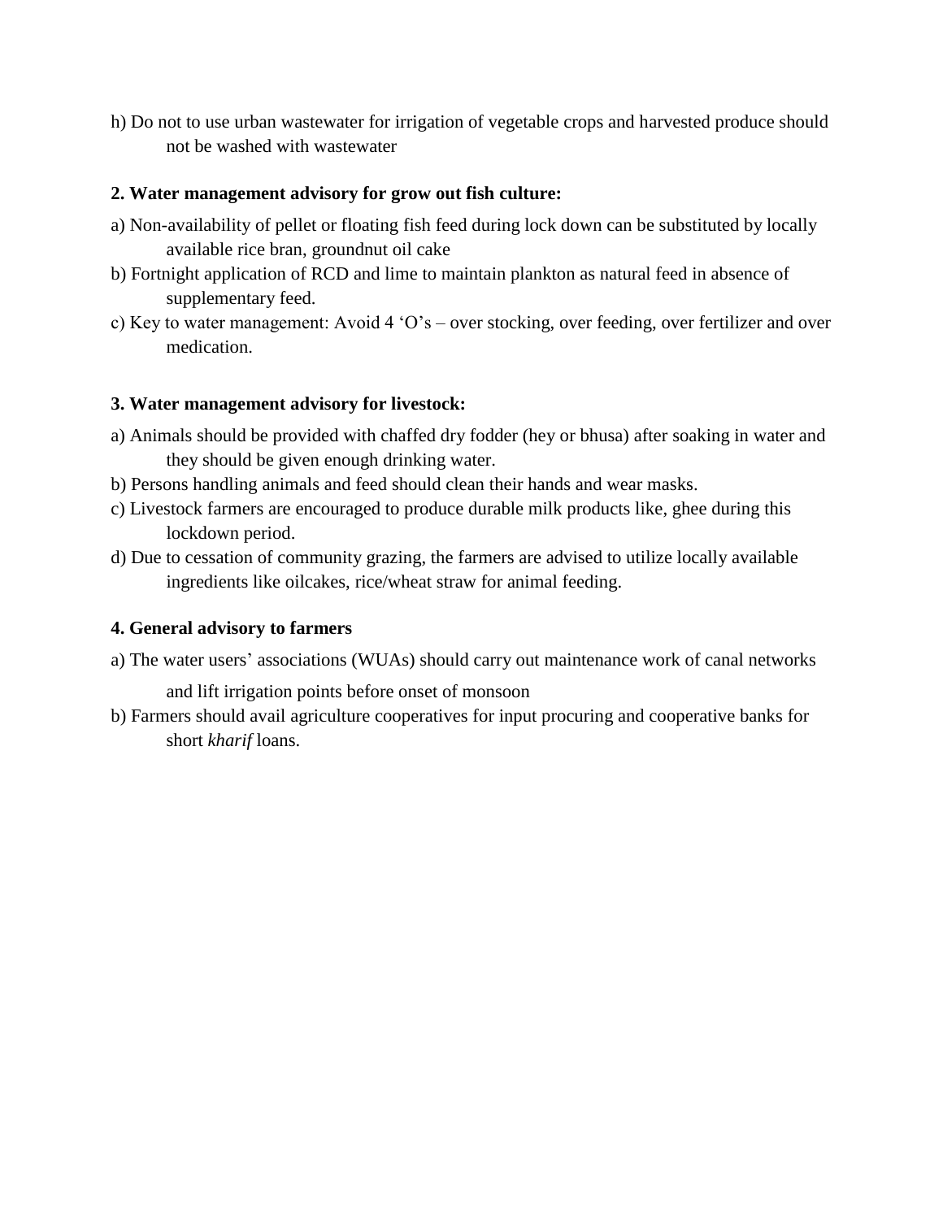h) Do not to use urban wastewater for irrigation of vegetable crops and harvested produce should not be washed with wastewater

**2. Water management advisory for grow out fish culture:**

a) Non-availability of pellet or floating fish feed during lock down can be substituted by locally available rice bran, groundnut oil cake

b) Fortnight application of RCD and lime to maintain plankton as natural feed in absence of supplementary feed.

c) Key to water management: Avoid 4 'O's – over stocking, over feeding, over fertilizer and over medication.

**3. Water management advisory for livestock:**

a) Animals should be provided with chaffed dry fodder (hey or bhusa) after soaking in water and they should be given enough drinking water.

b) Persons handling animals and feed should clean their hands and wear masks.

c) Livestock farmers are encouraged to produce durable milk products like, ghee during this lockdown period.

d) Due to cessation of community grazing, the farmers are advised to utilize locally available ingredients like oilcakes, rice/wheat straw for animal feeding.

**4. General advisory to farmers**

a) The water users' associations (WUAs) should carry out maintenance work of canal networks and lift irrigation points before onset of monsoon

b) Farmers should avail agriculture cooperatives for input procuring and cooperative banks for short *kharif* loans.